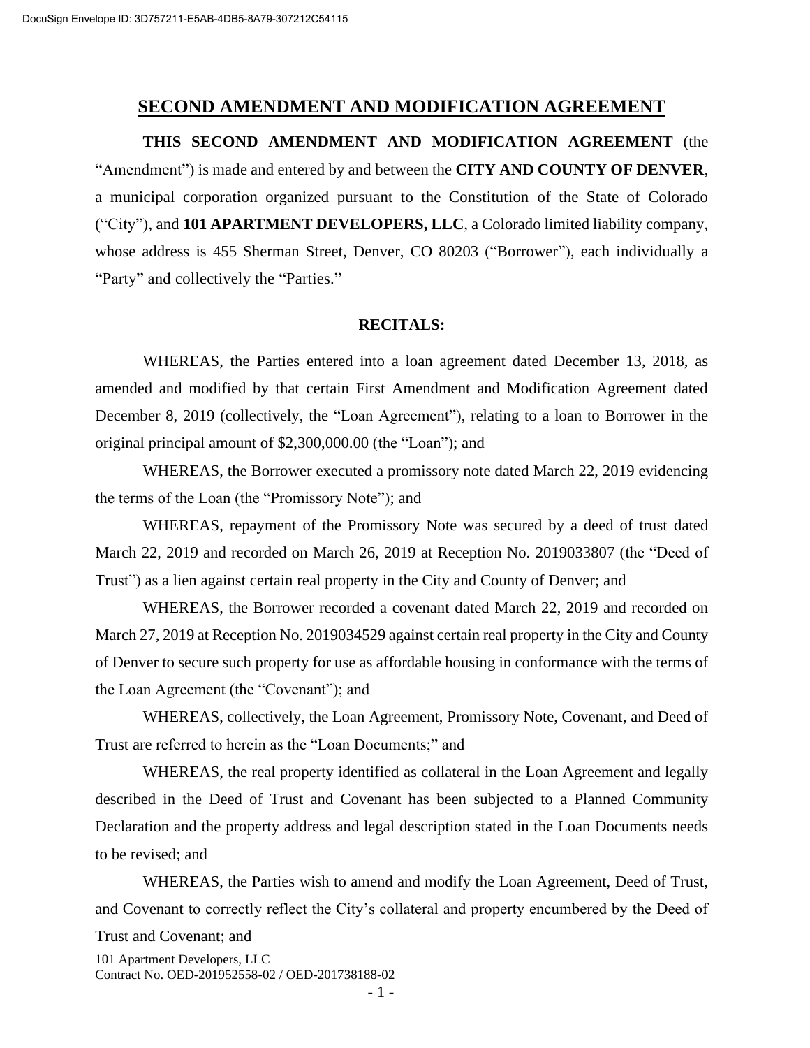# SECOND AMENDMENT AND MODIFICATION AGREEMENT

**THIS SECOND AMENDMENT AND MODIFICATION AGREEMENT** (the "Amendment") is made and entered by and between the **CITY AND COUNTY OF DENVER**, a municipal corporation organized pursuant to the Constitution of the State of Colorado ("City"), and **101 APARTMENT DEVELOPERS, LLC**, a Colorado limited liability company, whose address is 455 Sherman Street, Denver, CO 80203 ("Borrower"), each individually a "Party" and collectively the "Parties."

**RECITALS:**

WHEREAS, the Parties entered into a loan agreement dated December 13, 2018, as amended and modified by that certain First Amendment and Modification Agreement dated December 8, 2019 (collectively, the "Loan Agreement"), relating to a loan to Borrower in the original principal amount of $2,300,000.00 (the "Loan"); and

WHEREAS, the Borrower executed a promissory note dated March 22, 2019 evidencing the terms of the Loan (the "Promissory Note"); and

WHEREAS, repayment of the Promissory Note was secured by a deed of trust dated March 22, 2019 and recorded on March 26, 2019 at Reception No. 2019033807 (the "Deed of Trust") as a lien against certain real property in the City and County of Denver; and

WHEREAS, the Borrower recorded a covenant dated March 22, 2019 and recorded on March 27, 2019 at Reception No. 2019034529 against certain real property in the City and County of Denver to secure such property for use as affordable housing in conformance with the terms of the Loan Agreement (the "Covenant"); and

WHEREAS, collectively, the Loan Agreement, Promissory Note, Covenant, and Deed of Trust are referred to herein as the "Loan Documents;" and

WHEREAS, the real property identified as collateral in the Loan Agreement and legally described in the Deed of Trust and Covenant has been subjected to a Planned Community Declaration and the property address and legal description stated in the Loan Documents needs to be revised; and

WHEREAS, the Parties wish to amend and modify the Loan Agreement, Deed of Trust, and Covenant to correctly reflect the City's collateral and property encumbered by the Deed of Trust and Covenant; and

101 Apartment Developers, LLC
Contract No. OED-201952558-02 / OED-201738188-02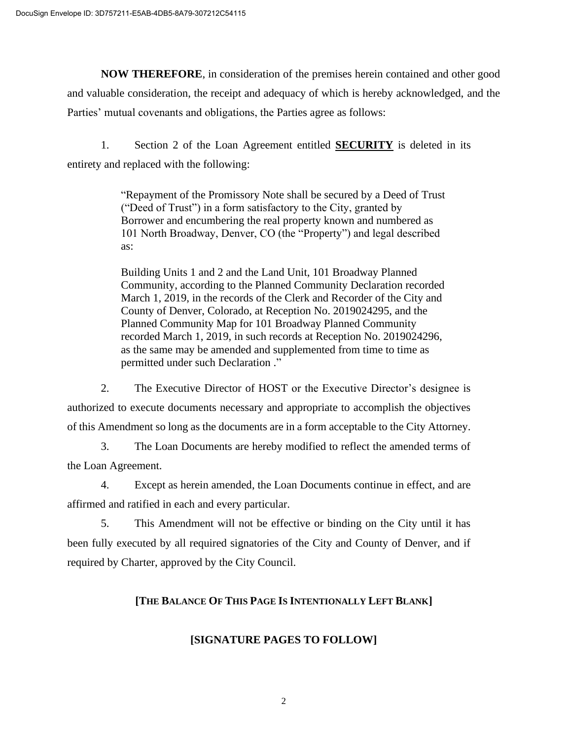**NOW THEREFORE**, in consideration of the premises herein contained and other good and valuable consideration, the receipt and adequacy of which is hereby acknowledged, and the Parties' mutual covenants and obligations, the Parties agree as follows:

1. Section 2 of the Loan Agreement entitled **SECURITY** is deleted in its entirety and replaced with the following:

> "Repayment of the Promissory Note shall be secured by a Deed of Trust ("Deed of Trust") in a form satisfactory to the City, granted by Borrower and encumbering the real property known and numbered as 101 North Broadway, Denver, CO (the "Property") and legal described as:
>
> Building Units 1 and 2 and the Land Unit, 101 Broadway Planned Community, according to the Planned Community Declaration recorded March 1, 2019, in the records of the Clerk and Recorder of the City and County of Denver, Colorado, at Reception No. 2019024295, and the Planned Community Map for 101 Broadway Planned Community recorded March 1, 2019, in such records at Reception No. 2019024296, as the same may be amended and supplemented from time to time as permitted under such Declaration ."

2. The Executive Director of HOST or the Executive Director's designee is authorized to execute documents necessary and appropriate to accomplish the objectives of this Amendment so long as the documents are in a form acceptable to the City Attorney.

3. The Loan Documents are hereby modified to reflect the amended terms of the Loan Agreement.

4. Except as herein amended, the Loan Documents continue in effect, and are affirmed and ratified in each and every particular.

5. This Amendment will not be effective or binding on the City until it has been fully executed by all required signatories of the City and County of Denver, and if required by Charter, approved by the City Council.

**[THE BALANCE OF THIS PAGE IS INTENTIONALLY LEFT BLANK]**

**[SIGNATURE PAGES TO FOLLOW]**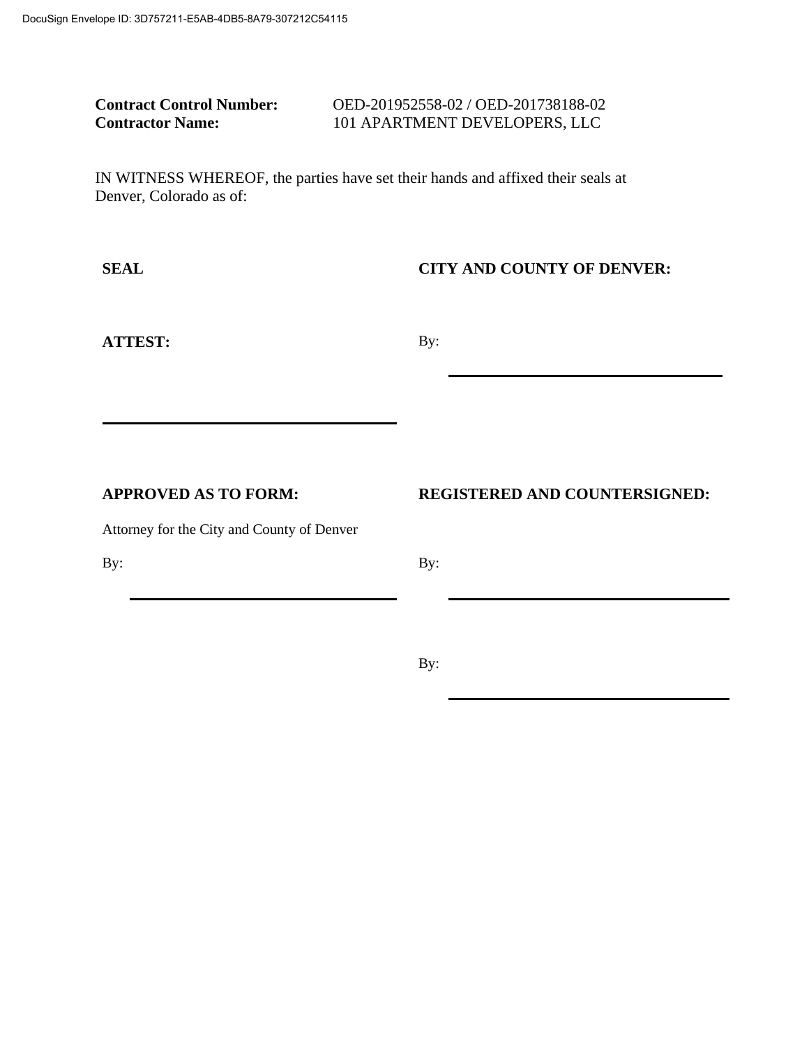DocuSign Envelope ID: 3D757211-E5AB-4DB5-8A79-307212C54115

**Contract Control Number:** OED-201952558-02 / OED-201738188-02
**Contractor Name:** 101 APARTMENT DEVELOPERS, LLC

IN WITNESS WHEREOF, the parties have set their hands and affixed their seals at Denver, Colorado as of:

**SEAL**

**CITY AND COUNTY OF DENVER:**

**ATTEST:**

By: ______________________________

______________________________

**APPROVED AS TO FORM:**

Attorney for the City and County of Denver

By: ______________________________

**REGISTERED AND COUNTERSIGNED:**

By: ______________________________

By: ______________________________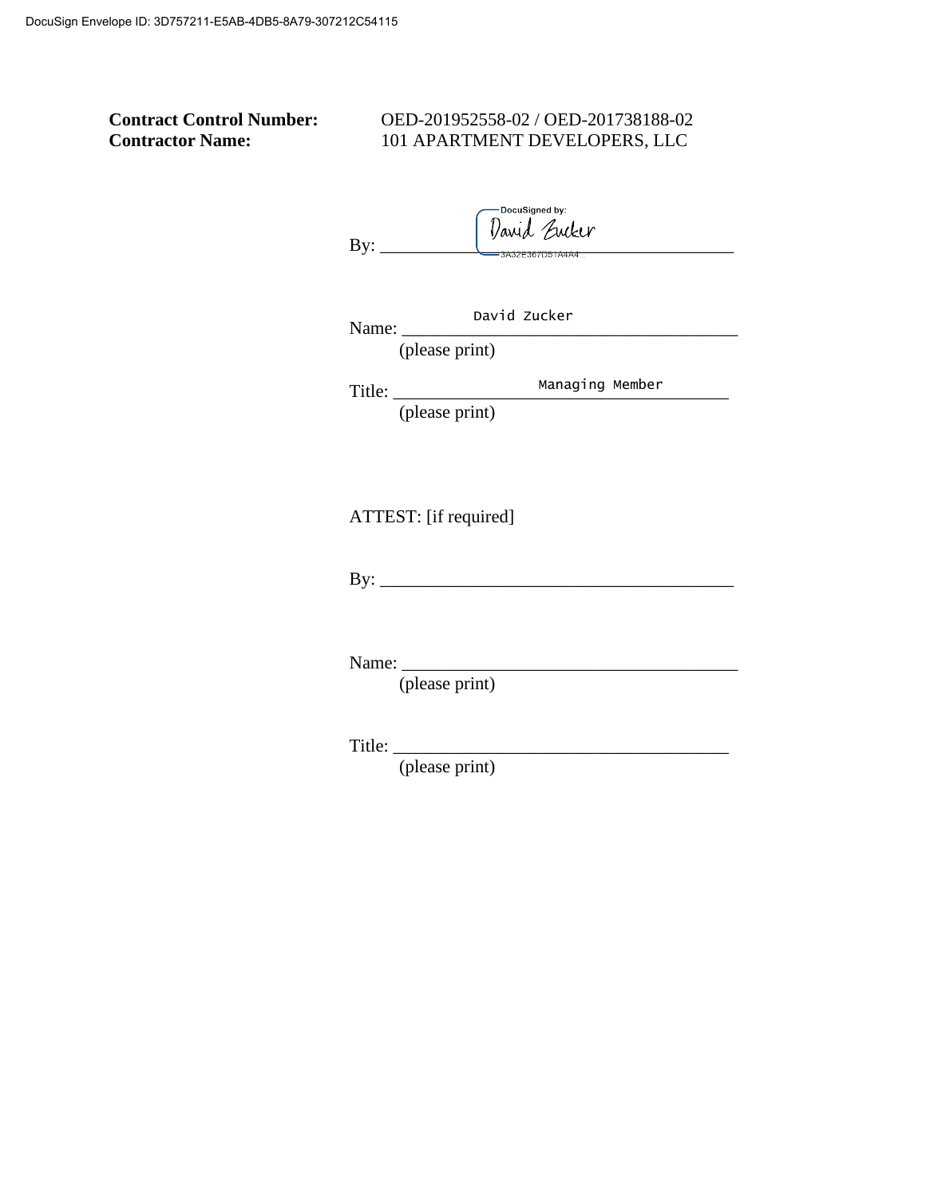DocuSign Envelope ID: 3D757211-E5AB-4DB5-8A79-307212C54115

**Contract Control Number:** OED-201952558-02 / OED-201738188-02
**Contractor Name:** 101 APARTMENT DEVELOPERS, LLC

By: David Zucker (DocuSigned by: 3A32E367D51A4A4...)

Name: David Zucker
(please print)

Title: Managing Member
(please print)

ATTEST: [if required]

By: _______________________________________

Name: _______________________________________
(please print)

Title: _______________________________________
(please print)